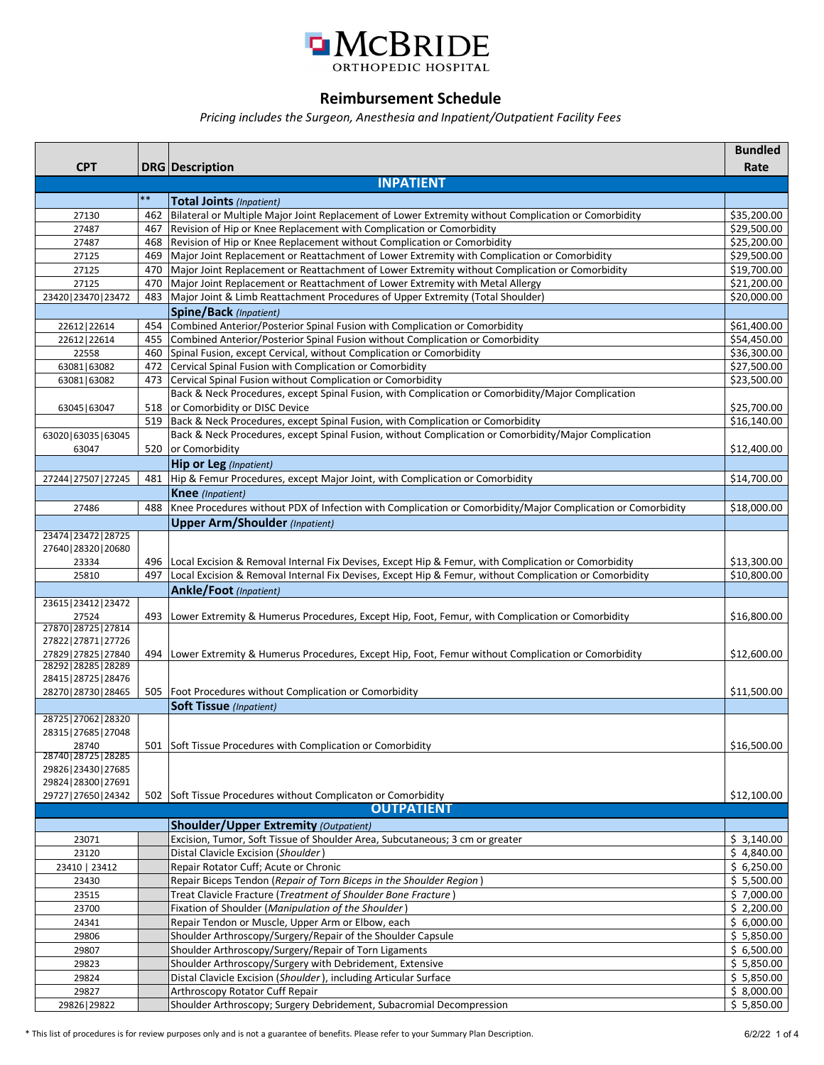# McBRIDE ORTHOPEDIC HOSPITAL

## Reimbursement Schedule

*Pricing includes the Surgeon, Anesthesia and Inpatient/Outpatient Facility Fees*

| CPT | DRG | Description | Bundled Rate |
|---|---|---|---|
| | | **INPATIENT** | |
| | ** | **Total Joints** *(Inpatient)* | |
| 27130 | 462 | Bilateral or Multiple Major Joint Replacement of Lower Extremity without Complication or Comorbidity | $35,200.00 |
| 27487 | 467 | Revision of Hip or Knee Replacement with Complication or Comorbidity | $29,500.00 |
| 27487 | 468 | Revision of Hip or Knee Replacement without Complication or Comorbidity | $25,200.00 |
| 27125 | 469 | Major Joint Replacement or Reattachment of Lower Extremity with Complication or Comorbidity | $29,500.00 |
| 27125 | 470 | Major Joint Replacement or Reattachment of Lower Extremity without Complication or Comorbidity | $19,700.00 |
| 27125 | 470 | Major Joint Replacement or Reattachment of Lower Extremity with Metal Allergy | $21,200.00 |
| 23420\|23470\|23472 | 483 | Major Joint & Limb Reattachment Procedures of Upper Extremity (Total Shoulder) | $20,000.00 |
| | | **Spine/Back** *(Inpatient)* | |
| 22612\|22614 | 454 | Combined Anterior/Posterior Spinal Fusion with Complication or Comorbidity | $61,400.00 |
| 22612\|22614 | 455 | Combined Anterior/Posterior Spinal Fusion without Complication or Comorbidity | $54,450.00 |
| 22558 | 460 | Spinal Fusion, except Cervical, without Complication or Comorbidity | $36,300.00 |
| 63081\|63082 | 472 | Cervical Spinal Fusion with Complication or Comorbidity | $27,500.00 |
| 63081\|63082 | 473 | Cervical Spinal Fusion without Complication or Comorbidity | $23,500.00 |
| 63045\|63047 | 518 | Back & Neck Procedures, except Spinal Fusion, with Complication or Comorbidity/Major Complication or Comorbidity or DISC Device | $25,700.00 |
| | 519 | Back & Neck Procedures, except Spinal Fusion, with Complication or Comorbidity | $16,140.00 |
| 63020\|63035\|63045 63047 | 520 | Back & Neck Procedures, except Spinal Fusion, without Complication or Comorbidity/Major Complication or Comorbidity | $12,400.00 |
| | | **Hip or Leg** *(Inpatient)* | |
| 27244\|27507\|27245 | 481 | Hip & Femur Procedures, except Major Joint, with Complication or Comorbidity | $14,700.00 |
| | | **Knee** *(Inpatient)* | |
| 27486 | 488 | Knee Procedures without PDX of Infection with Complication or Comorbidity/Major Complication or Comorbidity | $18,000.00 |
| | | **Upper Arm/Shoulder** *(Inpatient)* | |
| 23474\|23472\|28725 27640\|28320\|20680 23334 | 496 | Local Excision & Removal Internal Fix Devises, Except Hip & Femur, with Complication or Comorbidity | $13,300.00 |
| 25810 | 497 | Local Excision & Removal Internal Fix Devises, Except Hip & Femur, without Complication or Comorbidity | $10,800.00 |
| | | **Ankle/Foot** *(Inpatient)* | |
| 23615\|23412\|23472 27524 | 493 | Lower Extremity & Humerus Procedures, Except Hip, Foot, Femur, with Complication or Comorbidity | $16,800.00 |
| 27870\|28725\|27814 27822\|27871\|27726 27829\|27825\|27840 | 494 | Lower Extremity & Humerus Procedures, Except Hip, Foot, Femur without Complication or Comorbidity | $12,600.00 |
| 28292\|28285\|28289 28415\|28725\|28476 28270\|28730\|28465 | 505 | Foot Procedures without Complication or Comorbidity | $11,500.00 |
| | | **Soft Tissue** *(Inpatient)* | |
| 28725\|27062\|28320 28315\|27685\|27048 28740 | 501 | Soft Tissue Procedures with Complication or Comorbidity | $16,500.00 |
| 28740\|28725\|28285 29826\|23430\|27685 29824\|28300\|27691 29727\|27650\|24342 | 502 | Soft Tissue Procedures without Complicaton or Comorbidity | $12,100.00 |
| | | **OUTPATIENT** | |
| | | **Shoulder/Upper Extremity** *(Outpatient)* | |
| 23071 | | Excision, Tumor, Soft Tissue of Shoulder Area, Subcutaneous; 3 cm or greater | $ 3,140.00 |
| 23120 | | Distal Clavicle Excision (*Shoulder*) | $ 4,840.00 |
| 23410 \| 23412 | | Repair Rotator Cuff; Acute or Chronic | $ 6,250.00 |
| 23430 | | Repair Biceps Tendon (*Repair of Torn Biceps in the Shoulder Region*) | $ 5,500.00 |
| 23515 | | Treat Clavicle Fracture (*Treatment of Shoulder Bone Fracture*) | $ 7,000.00 |
| 23700 | | Fixation of Shoulder (*Manipulation of the Shoulder*) | $ 2,200.00 |
| 24341 | | Repair Tendon or Muscle, Upper Arm or Elbow, each | $ 6,000.00 |
| 29806 | | Shoulder Arthroscopy/Surgery/Repair of the Shoulder Capsule | $ 5,850.00 |
| 29807 | | Shoulder Arthroscopy/Surgery/Repair of Torn Ligaments | $ 6,500.00 |
| 29823 | | Shoulder Arthroscopy/Surgery with Debridement, Extensive | $ 5,850.00 |
| 29824 | | Distal Clavicle Excision (*Shoulder*), including Articular Surface | $ 5,850.00 |
| 29827 | | Arthroscopy Rotator Cuff Repair | $ 8,000.00 |
| 29826\|29822 | | Shoulder Arthroscopy; Surgery Debridement, Subacromial Decompression | $ 5,850.00 |

\* This list of procedures is for review purposes only and is not a guarantee of benefits. Please refer to your Summary Plan Description.

6/2/22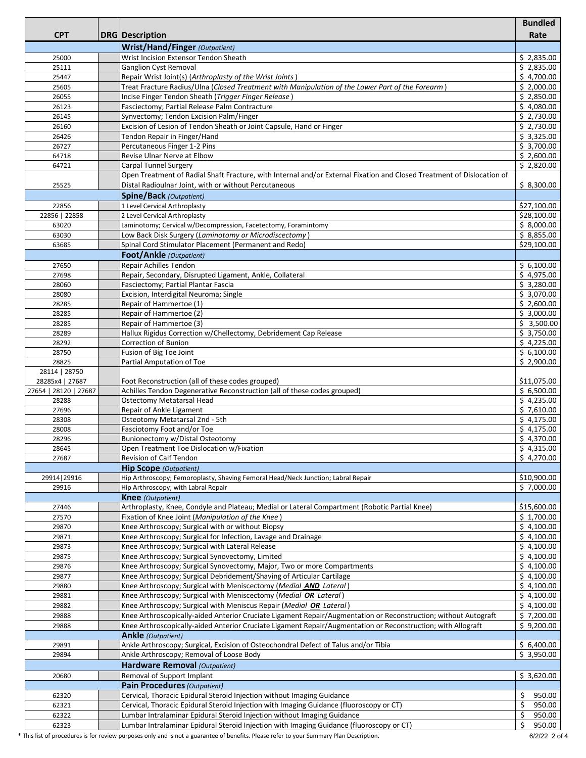| CPT | DRG | Description | Bundled Rate |
|---|---|---|---|
| | | **Wrist/Hand/Finger** *(Outpatient)* | |
| 25000 | | Wrist Incision Extensor Tendon Sheath | $ 2,835.00 |
| 25111 | | Ganglion Cyst Removal | $ 2,835.00 |
| 25447 | | Repair Wrist Joint(s) (*Arthroplasty of the Wrist Joints*) | $ 4,700.00 |
| 25605 | | Treat Fracture Radius/Ulna (*Closed Treatment with Manipulation of the Lower Part of the Forearm*) | $ 2,000.00 |
| 26055 | | Incise Finger Tendon Sheath (*Trigger Finger Release*) | $ 2,850.00 |
| 26123 | | Fasciectomy; Partial Release Palm Contracture | $ 4,080.00 |
| 26145 | | Synvectomy; Tendon Excision Palm/Finger | $ 2,730.00 |
| 26160 | | Excision of Lesion of Tendon Sheath or Joint Capsule, Hand or Finger | $ 2,730.00 |
| 26426 | | Tendon Repair in Finger/Hand | $ 3,325.00 |
| 26727 | | Percutaneous Finger 1-2 Pins | $ 3,700.00 |
| 64718 | | Revise Ulnar Nerve at Elbow | $ 2,600.00 |
| 64721 | | Carpal Tunnel Surgery | $ 2,820.00 |
| 25525 | | Open Treatment of Radial Shaft Fracture, with Internal and/or External Fixation and Closed Treatment of Dislocation of Distal Radioulnar Joint, with or without Percutaneous | $ 8,300.00 |
| | | **Spine/Back** *(Outpatient)* | |
| 22856 | | 1 Level Cervical Arthroplasty | $27,100.00 |
| 22856 \| 22858 | | 2 Level Cervical Arthroplasty | $28,100.00 |
| 63020 | | Laminotomy; Cervical w/Decompression, Facetectomy, Foramintomy | $ 8,000.00 |
| 63030 | | Low Back Disk Surgery (*Laminotomy or Microdiscectomy*) | $ 8,855.00 |
| 63685 | | Spinal Cord Stimulator Placement (Permanent and Redo) | $29,100.00 |
| | | **Foot/Ankle** *(Outpatient)* | |
| 27650 | | Repair Achilles Tendon | $ 6,100.00 |
| 27698 | | Repair, Secondary, Disrupted Ligament, Ankle, Collateral | $ 4,975.00 |
| 28060 | | Fasciectomy; Partial Plantar Fascia | $ 3,280.00 |
| 28080 | | Excision, Interdigital Neuroma; Single | $ 3,070.00 |
| 28285 | | Repair of Hammertoe (1) | $ 2,600.00 |
| 28285 | | Repair of Hammertoe (2) | $ 3,000.00 |
| 28285 | | Repair of Hammertoe (3) | $ 3,500.00 |
| 28289 | | Hallux Rigidus Correction w/Chellectomy, Debridement Cap Release | $ 3,750.00 |
| 28292 | | Correction of Bunion | $ 4,225.00 |
| 28750 | | Fusion of Big Toe Joint | $ 6,100.00 |
| 28825 | | Partial Amputation of Toe | $ 2,900.00 |
| 28114 \| 28750 28285x4 \| 27687 | | Foot Reconstruction (all of these codes grouped) | $11,075.00 |
| 27654 \| 28120 \| 27687 | | Achilles Tendon Degenerative Reconstruction (all of these codes grouped) | $ 6,500.00 |
| 28288 | | Ostectomy Metatarsal Head | $ 4,235.00 |
| 27696 | | Repair of Ankle Ligament | $ 7,610.00 |
| 28308 | | Osteotomy Metatarsal 2nd - 5th | $ 4,175.00 |
| 28008 | | Fasciotomy Foot and/or Toe | $ 4,175.00 |
| 28296 | | Bunionectomy w/Distal Osteotomy | $ 4,370.00 |
| 28645 | | Open Treatment Toe Dislocation w/Fixation | $ 4,315.00 |
| 27687 | | Revision of Calf Tendon | $ 4,270.00 |
| | | **Hip Scope** *(Outpatient)* | |
| 29914\|29916 | | Hip Arthroscopy; Femoroplasty, Shaving Femoral Head/Neck Junction; Labral Repair | $10,900.00 |
| 29916 | | Hip Arthroscopy; with Labral Repair | $ 7,000.00 |
| | | **Knee** *(Outpatient)* | |
| 27446 | | Arthroplasty, Knee, Condyle and Plateau; Medial or Lateral Compartment (Robotic Partial Knee) | $15,600.00 |
| 27570 | | Fixation of Knee Joint (*Manipulation of the Knee*) | $ 1,700.00 |
| 29870 | | Knee Arthroscopy; Surgical with or without Biopsy | $ 4,100.00 |
| 29871 | | Knee Arthroscopy; Surgical for Infection, Lavage and Drainage | $ 4,100.00 |
| 29873 | | Knee Arthroscopy; Surgical with Lateral Release | $ 4,100.00 |
| 29875 | | Knee Arthroscopy; Surgical Synovectomy, Limited | $ 4,100.00 |
| 29876 | | Knee Arthroscopy; Surgical Synovectomy, Major, Two or more Compartments | $ 4,100.00 |
| 29877 | | Knee Arthroscopy; Surgical Debridement/Shaving of Articular Cartilage | $ 4,100.00 |
| 29880 | | Knee Arthroscopy; Surgical with Meniscectomy (*Medial **AND** Lateral*) | $ 4,100.00 |
| 29881 | | Knee Arthroscopy; Surgical with Meniscectomy (*Medial **OR** Lateral*) | $ 4,100.00 |
| 29882 | | Knee Arthroscopy; Surgical with Meniscus Repair (*Medial **OR** Lateral*) | $ 4,100.00 |
| 29888 | | Knee Arthroscopically-aided Anterior Cruciate Ligament Repair/Augmentation or Reconstruction; without Autograft | $ 7,200.00 |
| 29888 | | Knee Arthroscopically-aided Anterior Cruciate Ligament Repair/Augmentation or Reconstruction; with Allograft | $ 9,200.00 |
| | | **Ankle** *(Outpatient)* | |
| 29891 | | Ankle Arthroscopy; Surgical, Excision of Osteochondral Defect of Talus and/or Tibia | $ 6,400.00 |
| 29894 | | Ankle Arthroscopy; Removal of Loose Body | $ 3,950.00 |
| | | **Hardware Removal** *(Outpatient)* | |
| 20680 | | Removal of Support Implant | $ 3,620.00 |
| | | **Pain Procedures** *(Outpatient)* | |
| 62320 | | Cervical, Thoracic Epidural Steroid Injection without Imaging Guidance | $ 950.00 |
| 62321 | | Cervical, Thoracic Epidural Steroid Injection with Imaging Guidance (fluoroscopy or CT) | $ 950.00 |
| 62322 | | Lumbar Intralaminar Epidural Steroid Injection without Imaging Guidance | $ 950.00 |
| 62323 | | Lumbar Intralaminar Epidural Steroid Injection with Imaging Guidance (fluoroscopy or CT) | $ 950.00 |

* This list of procedures is for review purposes only and is not a guarantee of benefits. Please refer to your Summary Plan Description.

6/2/22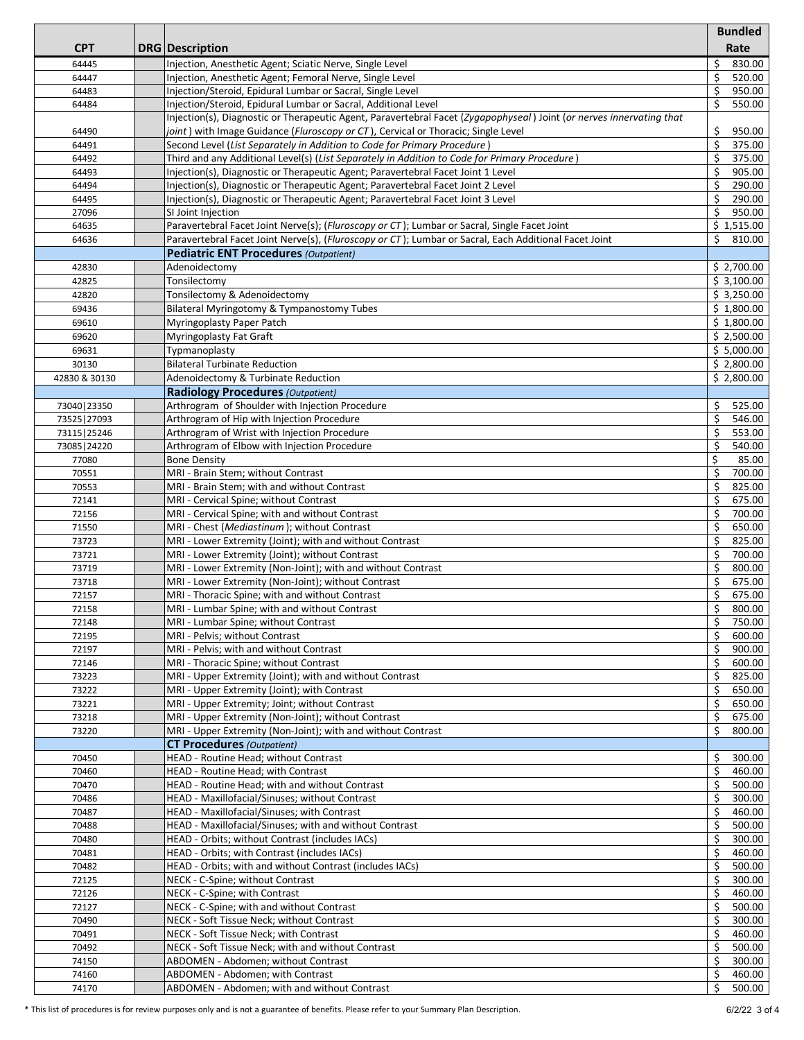| CPT | DRG | Description | Bundled Rate |
|---|---|---|---|
| 64445 | | Injection, Anesthetic Agent; Sciatic Nerve, Single Level | $ 830.00 |
| 64447 | | Injection, Anesthetic Agent; Femoral Nerve, Single Level | $ 520.00 |
| 64483 | | Injection/Steroid, Epidural Lumbar or Sacral, Single Level | $ 950.00 |
| 64484 | | Injection/Steroid, Epidural Lumbar or Sacral, Additional Level | $ 550.00 |
| 64490 | | Injection(s), Diagnostic or Therapeutic Agent, Paravertebral Facet (*Zygapophyseal*) Joint (*or nerves innervating that joint*) with Image Guidance (*Fluroscopy or CT*), Cervical or Thoracic; Single Level | $ 950.00 |
| 64491 | | Second Level (*List Separately in Addition to Code for Primary Procedure*) | $ 375.00 |
| 64492 | | Third and any Additional Level(s) (*List Separately in Addition to Code for Primary Procedure*) | $ 375.00 |
| 64493 | | Injection(s), Diagnostic or Therapeutic Agent; Paravertebral Facet Joint 1 Level | $ 905.00 |
| 64494 | | Injection(s), Diagnostic or Therapeutic Agent; Paravertebral Facet Joint 2 Level | $ 290.00 |
| 64495 | | Injection(s), Diagnostic or Therapeutic Agent; Paravertebral Facet Joint 3 Level | $ 290.00 |
| 27096 | | SI Joint Injection | $ 950.00 |
| 64635 | | Paravertebral Facet Joint Nerve(s); (*Fluroscopy or CT*); Lumbar or Sacral, Single Facet Joint | $ 1,515.00 |
| 64636 | | Paravertebral Facet Joint Nerve(s), (*Fluroscopy or CT*); Lumbar or Sacral, Each Additional Facet Joint | $ 810.00 |
| | | **Pediatric ENT Procedures** *(Outpatient)* | |
| 42830 | | Adenoidectomy | $ 2,700.00 |
| 42825 | | Tonsilectomy | $ 3,100.00 |
| 42820 | | Tonsilectomy & Adenoidectomy | $ 3,250.00 |
| 69436 | | Bilateral Myringotomy & Tympanostomy Tubes | $ 1,800.00 |
| 69610 | | Myringoplasty Paper Patch | $ 1,800.00 |
| 69620 | | Myringoplasty Fat Graft | $ 2,500.00 |
| 69631 | | Typmanoplasty | $ 5,000.00 |
| 30130 | | Bilateral Turbinate Reduction | $ 2,800.00 |
| 42830 & 30130 | | Adenoidectomy & Turbinate Reduction | $ 2,800.00 |
| | | **Radiology Procedures** *(Outpatient)* | |
| 73040\|23350 | | Arthrogram of Shoulder with Injection Procedure | $ 525.00 |
| 73525\|27093 | | Arthrogram of Hip with Injection Procedure | $ 546.00 |
| 73115\|25246 | | Arthrogram of Wrist with Injection Procedure | $ 553.00 |
| 73085\|24220 | | Arthrogram of Elbow with Injection Procedure | $ 540.00 |
| 77080 | | Bone Density | $ 85.00 |
| 70551 | | MRI - Brain Stem; without Contrast | $ 700.00 |
| 70553 | | MRI - Brain Stem; with and without Contrast | $ 825.00 |
| 72141 | | MRI - Cervical Spine; without Contrast | $ 675.00 |
| 72156 | | MRI - Cervical Spine; with and without Contrast | $ 700.00 |
| 71550 | | MRI - Chest (*Mediastinum*); without Contrast | $ 650.00 |
| 73723 | | MRI - Lower Extremity (Joint); with and without Contrast | $ 825.00 |
| 73721 | | MRI - Lower Extremity (Joint); without Contrast | $ 700.00 |
| 73719 | | MRI - Lower Extremity (Non-Joint); with and without Contrast | $ 800.00 |
| 73718 | | MRI - Lower Extremity (Non-Joint); without Contrast | $ 675.00 |
| 72157 | | MRI - Thoracic Spine; with and without Contrast | $ 675.00 |
| 72158 | | MRI - Lumbar Spine; with and without Contrast | $ 800.00 |
| 72148 | | MRI - Lumbar Spine; without Contrast | $ 750.00 |
| 72195 | | MRI - Pelvis; without Contrast | $ 600.00 |
| 72197 | | MRI - Pelvis; with and without Contrast | $ 900.00 |
| 72146 | | MRI - Thoracic Spine; without Contrast | $ 600.00 |
| 73223 | | MRI - Upper Extremity (Joint); with and without Contrast | $ 825.00 |
| 73222 | | MRI - Upper Extremity (Joint); with Contrast | $ 650.00 |
| 73221 | | MRI - Upper Extremity; Joint; without Contrast | $ 650.00 |
| 73218 | | MRI - Upper Extremity (Non-Joint); without Contrast | $ 675.00 |
| 73220 | | MRI - Upper Extremity (Non-Joint); with and without Contrast | $ 800.00 |
| | | **CT Procedures** *(Outpatient)* | |
| 70450 | | HEAD - Routine Head; without Contrast | $ 300.00 |
| 70460 | | HEAD - Routine Head; with Contrast | $ 460.00 |
| 70470 | | HEAD - Routine Head; with and without Contrast | $ 500.00 |
| 70486 | | HEAD - Maxillofacial/Sinuses; without Contrast | $ 300.00 |
| 70487 | | HEAD - Maxillofacial/Sinuses; with Contrast | $ 460.00 |
| 70488 | | HEAD - Maxillofacial/Sinuses; with and without Contrast | $ 500.00 |
| 70480 | | HEAD - Orbits; without Contrast (includes IACs) | $ 300.00 |
| 70481 | | HEAD - Orbits; with Contrast (includes IACs) | $ 460.00 |
| 70482 | | HEAD - Orbits; with and without Contrast (includes IACs) | $ 500.00 |
| 72125 | | NECK - C-Spine; without Contrast | $ 300.00 |
| 72126 | | NECK - C-Spine; with Contrast | $ 460.00 |
| 72127 | | NECK - C-Spine; with and without Contrast | $ 500.00 |
| 70490 | | NECK - Soft Tissue Neck; without Contrast | $ 300.00 |
| 70491 | | NECK - Soft Tissue Neck; with Contrast | $ 460.00 |
| 70492 | | NECK - Soft Tissue Neck; with and without Contrast | $ 500.00 |
| 74150 | | ABDOMEN - Abdomen; without Contrast | $ 300.00 |
| 74160 | | ABDOMEN - Abdomen; with Contrast | $ 460.00 |
| 74170 | | ABDOMEN - Abdomen; with and without Contrast | $ 500.00 |

* This list of procedures is for review purposes only and is not a guarantee of benefits. Please refer to your Summary Plan Description.

6/2/22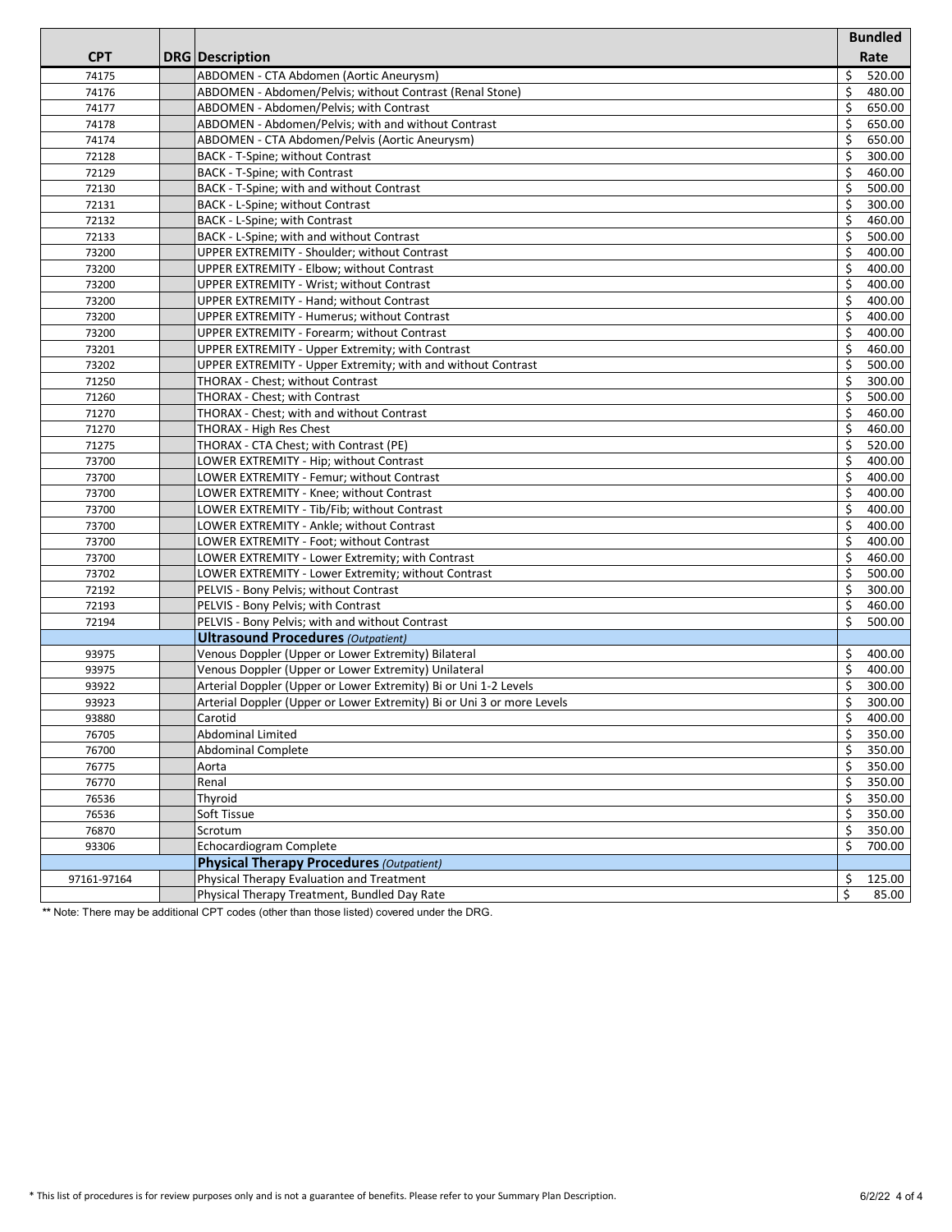| CPT | DRG | Description | Bundled Rate |
| --- | --- | --- | --- |
| 74175 | | ABDOMEN - CTA Abdomen (Aortic Aneurysm) | $ 520.00 |
| 74176 | | ABDOMEN - Abdomen/Pelvis; without Contrast (Renal Stone) | $ 480.00 |
| 74177 | | ABDOMEN - Abdomen/Pelvis; with Contrast | $ 650.00 |
| 74178 | | ABDOMEN - Abdomen/Pelvis; with and without Contrast | $ 650.00 |
| 74174 | | ABDOMEN - CTA Abdomen/Pelvis (Aortic Aneurysm) | $ 650.00 |
| 72128 | | BACK - T-Spine; without Contrast | $ 300.00 |
| 72129 | | BACK - T-Spine; with Contrast | $ 460.00 |
| 72130 | | BACK - T-Spine; with and without Contrast | $ 500.00 |
| 72131 | | BACK - L-Spine; without Contrast | $ 300.00 |
| 72132 | | BACK - L-Spine; with Contrast | $ 460.00 |
| 72133 | | BACK - L-Spine; with and without Contrast | $ 500.00 |
| 73200 | | UPPER EXTREMITY - Shoulder; without Contrast | $ 400.00 |
| 73200 | | UPPER EXTREMITY - Elbow; without Contrast | $ 400.00 |
| 73200 | | UPPER EXTREMITY - Wrist; without Contrast | $ 400.00 |
| 73200 | | UPPER EXTREMITY - Hand; without Contrast | $ 400.00 |
| 73200 | | UPPER EXTREMITY - Humerus; without Contrast | $ 400.00 |
| 73200 | | UPPER EXTREMITY - Forearm; without Contrast | $ 400.00 |
| 73201 | | UPPER EXTREMITY - Upper Extremity; with Contrast | $ 460.00 |
| 73202 | | UPPER EXTREMITY - Upper Extremity; with and without Contrast | $ 500.00 |
| 71250 | | THORAX - Chest; without Contrast | $ 300.00 |
| 71260 | | THORAX - Chest; with Contrast | $ 500.00 |
| 71270 | | THORAX - Chest; with and without Contrast | $ 460.00 |
| 71270 | | THORAX - High Res Chest | $ 460.00 |
| 71275 | | THORAX - CTA Chest; with Contrast (PE) | $ 520.00 |
| 73700 | | LOWER EXTREMITY - Hip; without Contrast | $ 400.00 |
| 73700 | | LOWER EXTREMITY - Femur; without Contrast | $ 400.00 |
| 73700 | | LOWER EXTREMITY - Knee; without Contrast | $ 400.00 |
| 73700 | | LOWER EXTREMITY - Tib/Fib; without Contrast | $ 400.00 |
| 73700 | | LOWER EXTREMITY - Ankle; without Contrast | $ 400.00 |
| 73700 | | LOWER EXTREMITY - Foot; without Contrast | $ 400.00 |
| 73700 | | LOWER EXTREMITY - Lower Extremity; with Contrast | $ 460.00 |
| 73702 | | LOWER EXTREMITY - Lower Extremity; without Contrast | $ 500.00 |
| 72192 | | PELVIS - Bony Pelvis; without Contrast | $ 300.00 |
| 72193 | | PELVIS - Bony Pelvis; with Contrast | $ 460.00 |
| 72194 | | PELVIS - Bony Pelvis; with and without Contrast | $ 500.00 |
| | | **Ultrasound Procedures** *(Outpatient)* | |
| 93975 | | Venous Doppler (Upper or Lower Extremity) Bilateral | $ 400.00 |
| 93975 | | Venous Doppler (Upper or Lower Extremity) Unilateral | $ 400.00 |
| 93922 | | Arterial Doppler (Upper or Lower Extremity) Bi or Uni 1-2 Levels | $ 300.00 |
| 93923 | | Arterial Doppler (Upper or Lower Extremity) Bi or Uni 3 or more Levels | $ 300.00 |
| 93880 | | Carotid | $ 400.00 |
| 76705 | | Abdominal Limited | $ 350.00 |
| 76700 | | Abdominal Complete | $ 350.00 |
| 76775 | | Aorta | $ 350.00 |
| 76770 | | Renal | $ 350.00 |
| 76536 | | Thyroid | $ 350.00 |
| 76536 | | Soft Tissue | $ 350.00 |
| 76870 | | Scrotum | $ 350.00 |
| 93306 | | Echocardiogram Complete | $ 700.00 |
| | | **Physical Therapy Procedures** *(Outpatient)* | |
| 97161-97164 | | Physical Therapy Evaluation and Treatment | $ 125.00 |
| | | Physical Therapy Treatment, Bundled Day Rate | $ 85.00 |

** Note: There may be additional CPT codes (other than those listed) covered under the DRG.

* This list of procedures is for review purposes only and is not a guarantee of benefits. Please refer to your Summary Plan Description.

6/2/22